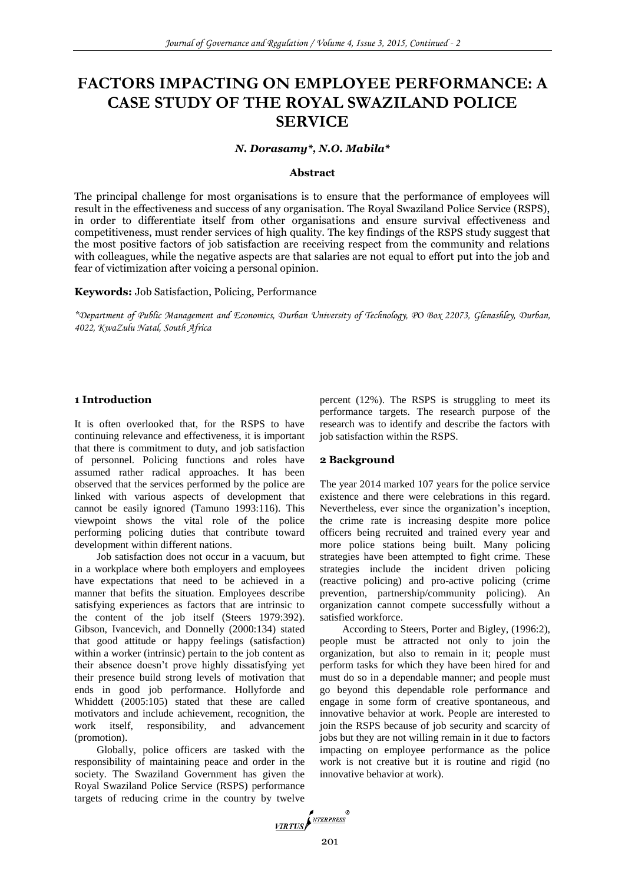# FACTORS IMPACTING ON EMPLOYEE PERFORMANCE: A CASE STUDY OF THE ROYAL SWAZILAND POLICE SERVICE

***N. Dorasamy\*, N.O. Mabila\****

### Abstract

The principal challenge for most organisations is to ensure that the performance of employees will result in the effectiveness and success of any organisation. The Royal Swaziland Police Service (RSPS), in order to differentiate itself from other organisations and ensure survival effectiveness and competitiveness, must render services of high quality. The key findings of the RSPS study suggest that the most positive factors of job satisfaction are receiving respect from the community and relations with colleagues, while the negative aspects are that salaries are not equal to effort put into the job and fear of victimization after voicing a personal opinion.

**Keywords:** Job Satisfaction, Policing, Performance

*\*Department of Public Management and Economics, Durban University of Technology, PO Box 22073, Glenashley, Durban, 4022, KwaZulu Natal, South Africa*

## 1 Introduction

It is often overlooked that, for the RSPS to have continuing relevance and effectiveness, it is important that there is commitment to duty, and job satisfaction of personnel. Policing functions and roles have assumed rather radical approaches. It has been observed that the services performed by the police are linked with various aspects of development that cannot be easily ignored (Tamuno 1993:116). This viewpoint shows the vital role of the police performing policing duties that contribute toward development within different nations.

Job satisfaction does not occur in a vacuum, but in a workplace where both employers and employees have expectations that need to be achieved in a manner that befits the situation. Employees describe satisfying experiences as factors that are intrinsic to the content of the job itself (Steers 1979:392). Gibson, Ivancevich, and Donnelly (2000:134) stated that good attitude or happy feelings (satisfaction) within a worker (intrinsic) pertain to the job content as their absence doesn't prove highly dissatisfying yet their presence build strong levels of motivation that ends in good job performance. Hollyforde and Whiddett (2005:105) stated that these are called motivators and include achievement, recognition, the work itself, responsibility, and advancement (promotion).

Globally, police officers are tasked with the responsibility of maintaining peace and order in the society. The Swaziland Government has given the Royal Swaziland Police Service (RSPS) performance targets of reducing crime in the country by twelve percent (12%). The RSPS is struggling to meet its performance targets. The research purpose of the research was to identify and describe the factors with job satisfaction within the RSPS.

## 2 Background

The year 2014 marked 107 years for the police service existence and there were celebrations in this regard. Nevertheless, ever since the organization's inception, the crime rate is increasing despite more police officers being recruited and trained every year and more police stations being built. Many policing strategies have been attempted to fight crime. These strategies include the incident driven policing (reactive policing) and pro-active policing (crime prevention, partnership/community policing). An organization cannot compete successfully without a satisfied workforce.

According to Steers, Porter and Bigley, (1996:2), people must be attracted not only to join the organization, but also to remain in it; people must perform tasks for which they have been hired for and must do so in a dependable manner; and people must go beyond this dependable role performance and engage in some form of creative spontaneous, and innovative behavior at work. People are interested to join the RSPS because of job security and scarcity of jobs but they are not willing remain in it due to factors impacting on employee performance as the police work is not creative but it is routine and rigid (no innovative behavior at work).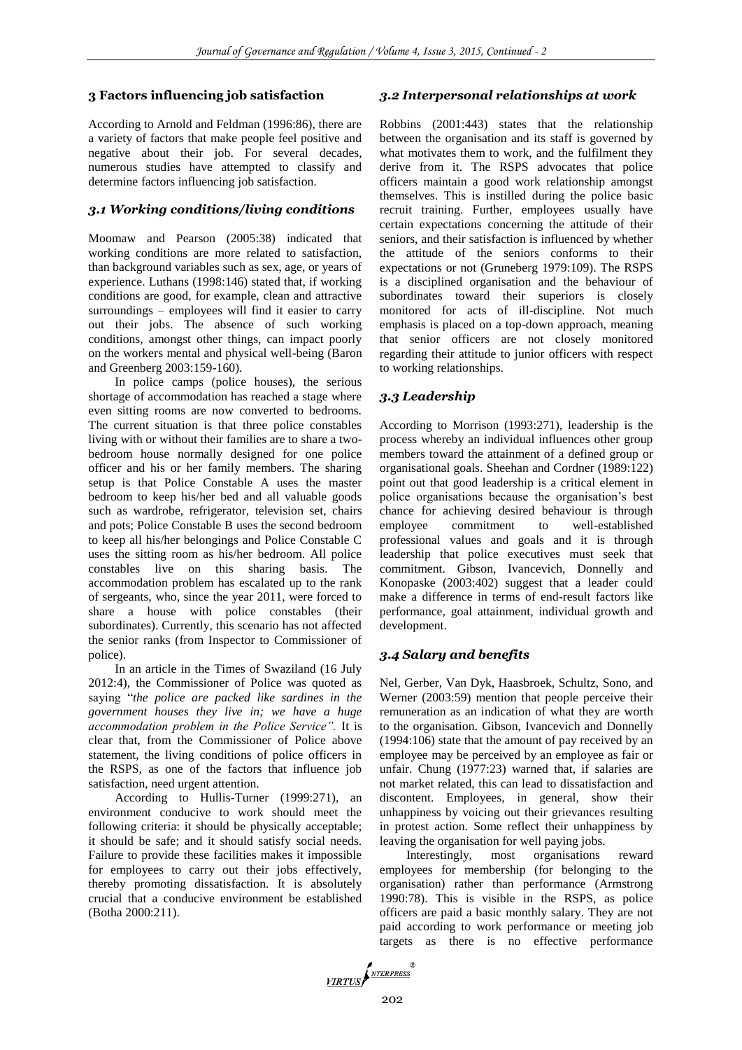## 3 Factors influencing job satisfaction

According to Arnold and Feldman (1996:86), there are a variety of factors that make people feel positive and negative about their job. For several decades, numerous studies have attempted to classify and determine factors influencing job satisfaction.

### 3.1 Working conditions/living conditions

Moomaw and Pearson (2005:38) indicated that working conditions are more related to satisfaction, than background variables such as sex, age, or years of experience. Luthans (1998:146) stated that, if working conditions are good, for example, clean and attractive surroundings – employees will find it easier to carry out their jobs. The absence of such working conditions, amongst other things, can impact poorly on the workers mental and physical well-being (Baron and Greenberg 2003:159-160).

In police camps (police houses), the serious shortage of accommodation has reached a stage where even sitting rooms are now converted to bedrooms. The current situation is that three police constables living with or without their families are to share a two-bedroom house normally designed for one police officer and his or her family members. The sharing setup is that Police Constable A uses the master bedroom to keep his/her bed and all valuable goods such as wardrobe, refrigerator, television set, chairs and pots; Police Constable B uses the second bedroom to keep all his/her belongings and Police Constable C uses the sitting room as his/her bedroom. All police constables live on this sharing basis. The accommodation problem has escalated up to the rank of sergeants, who, since the year 2011, were forced to share a house with police constables (their subordinates). Currently, this scenario has not affected the senior ranks (from Inspector to Commissioner of police).

In an article in the Times of Swaziland (16 July 2012:4), the Commissioner of Police was quoted as saying "*the police are packed like sardines in the government houses they live in; we have a huge accommodation problem in the Police Service".* It is clear that, from the Commissioner of Police above statement, the living conditions of police officers in the RSPS, as one of the factors that influence job satisfaction, need urgent attention.

According to Hullis-Turner (1999:271), an environment conducive to work should meet the following criteria: it should be physically acceptable; it should be safe; and it should satisfy social needs. Failure to provide these facilities makes it impossible for employees to carry out their jobs effectively, thereby promoting dissatisfaction. It is absolutely crucial that a conducive environment be established (Botha 2000:211).

### 3.2 Interpersonal relationships at work

Robbins (2001:443) states that the relationship between the organisation and its staff is governed by what motivates them to work, and the fulfilment they derive from it. The RSPS advocates that police officers maintain a good work relationship amongst themselves. This is instilled during the police basic recruit training. Further, employees usually have certain expectations concerning the attitude of their seniors, and their satisfaction is influenced by whether the attitude of the seniors conforms to their expectations or not (Gruneberg 1979:109). The RSPS is a disciplined organisation and the behaviour of subordinates toward their superiors is closely monitored for acts of ill-discipline. Not much emphasis is placed on a top-down approach, meaning that senior officers are not closely monitored regarding their attitude to junior officers with respect to working relationships.

### 3.3 Leadership

According to Morrison (1993:271), leadership is the process whereby an individual influences other group members toward the attainment of a defined group or organisational goals. Sheehan and Cordner (1989:122) point out that good leadership is a critical element in police organisations because the organisation's best chance for achieving desired behaviour is through employee commitment to well-established professional values and goals and it is through leadership that police executives must seek that commitment. Gibson, Ivancevich, Donnelly and Konopaske (2003:402) suggest that a leader could make a difference in terms of end-result factors like performance, goal attainment, individual growth and development.

### 3.4 Salary and benefits

Nel, Gerber, Van Dyk, Haasbroek, Schultz, Sono, and Werner (2003:59) mention that people perceive their remuneration as an indication of what they are worth to the organisation. Gibson, Ivancevich and Donnelly (1994:106) state that the amount of pay received by an employee may be perceived by an employee as fair or unfair. Chung (1977:23) warned that, if salaries are not market related, this can lead to dissatisfaction and discontent. Employees, in general, show their unhappiness by voicing out their grievances resulting in protest action. Some reflect their unhappiness by leaving the organisation for well paying jobs.

Interestingly, most organisations reward employees for membership (for belonging to the organisation) rather than performance (Armstrong 1990:78). This is visible in the RSPS, as police officers are paid a basic monthly salary. They are not paid according to work performance or meeting job targets as there is no effective performance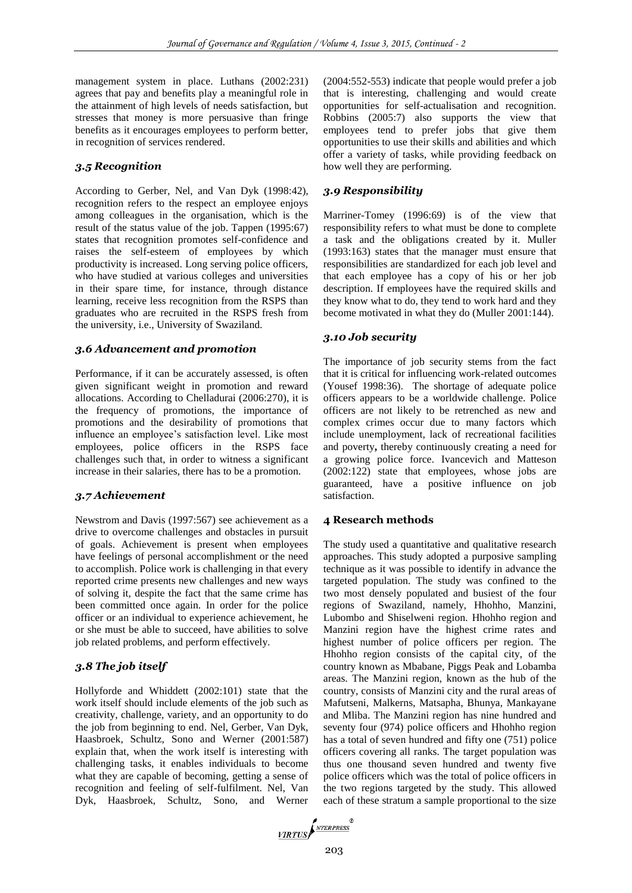management system in place. Luthans (2002:231) agrees that pay and benefits play a meaningful role in the attainment of high levels of needs satisfaction, but stresses that money is more persuasive than fringe benefits as it encourages employees to perform better, in recognition of services rendered.

### *3.5 Recognition*

According to Gerber, Nel, and Van Dyk (1998:42), recognition refers to the respect an employee enjoys among colleagues in the organisation, which is the result of the status value of the job. Tappen (1995:67) states that recognition promotes self-confidence and raises the self-esteem of employees by which productivity is increased. Long serving police officers, who have studied at various colleges and universities in their spare time, for instance, through distance learning, receive less recognition from the RSPS than graduates who are recruited in the RSPS fresh from the university, i.e., University of Swaziland.

### *3.6 Advancement and promotion*

Performance, if it can be accurately assessed, is often given significant weight in promotion and reward allocations. According to Chelladurai (2006:270), it is the frequency of promotions, the importance of promotions and the desirability of promotions that influence an employee's satisfaction level. Like most employees, police officers in the RSPS face challenges such that, in order to witness a significant increase in their salaries, there has to be a promotion.

### *3.7 Achievement*

Newstrom and Davis (1997:567) see achievement as a drive to overcome challenges and obstacles in pursuit of goals. Achievement is present when employees have feelings of personal accomplishment or the need to accomplish. Police work is challenging in that every reported crime presents new challenges and new ways of solving it, despite the fact that the same crime has been committed once again. In order for the police officer or an individual to experience achievement, he or she must be able to succeed, have abilities to solve job related problems, and perform effectively.

### *3.8 The job itself*

Hollyforde and Whiddett (2002:101) state that the work itself should include elements of the job such as creativity, challenge, variety, and an opportunity to do the job from beginning to end. Nel, Gerber, Van Dyk, Haasbroek, Schultz, Sono and Werner (2001:587) explain that, when the work itself is interesting with challenging tasks, it enables individuals to become what they are capable of becoming, getting a sense of recognition and feeling of self-fulfilment. Nel, Van Dyk, Haasbroek, Schultz, Sono, and Werner (2004:552-553) indicate that people would prefer a job that is interesting, challenging and would create opportunities for self-actualisation and recognition. Robbins (2005:7) also supports the view that employees tend to prefer jobs that give them opportunities to use their skills and abilities and which offer a variety of tasks, while providing feedback on how well they are performing.

### *3.9 Responsibility*

Marriner-Tomey (1996:69) is of the view that responsibility refers to what must be done to complete a task and the obligations created by it. Muller (1993:163) states that the manager must ensure that responsibilities are standardized for each job level and that each employee has a copy of his or her job description. If employees have the required skills and they know what to do, they tend to work hard and they become motivated in what they do (Muller 2001:144).

### *3.10 Job security*

The importance of job security stems from the fact that it is critical for influencing work-related outcomes (Yousef 1998:36). The shortage of adequate police officers appears to be a worldwide challenge. Police officers are not likely to be retrenched as new and complex crimes occur due to many factors which include unemployment, lack of recreational facilities and poverty**,** thereby continuously creating a need for a growing police force. Ivancevich and Matteson (2002:122) state that employees, whose jobs are guaranteed, have a positive influence on job satisfaction.

## 4 Research methods

The study used a quantitative and qualitative research approaches. This study adopted a purposive sampling technique as it was possible to identify in advance the targeted population. The study was confined to the two most densely populated and busiest of the four regions of Swaziland, namely, Hhohho, Manzini, Lubombo and Shiselweni region. Hhohho region and Manzini region have the highest crime rates and highest number of police officers per region. The Hhohho region consists of the capital city, of the country known as Mbabane, Piggs Peak and Lobamba areas. The Manzini region, known as the hub of the country, consists of Manzini city and the rural areas of Mafutseni, Malkerns, Matsapha, Bhunya, Mankayane and Mliba. The Manzini region has nine hundred and seventy four (974) police officers and Hhohho region has a total of seven hundred and fifty one (751) police officers covering all ranks. The target population was thus one thousand seven hundred and twenty five police officers which was the total of police officers in the two regions targeted by the study. This allowed each of these stratum a sample proportional to the size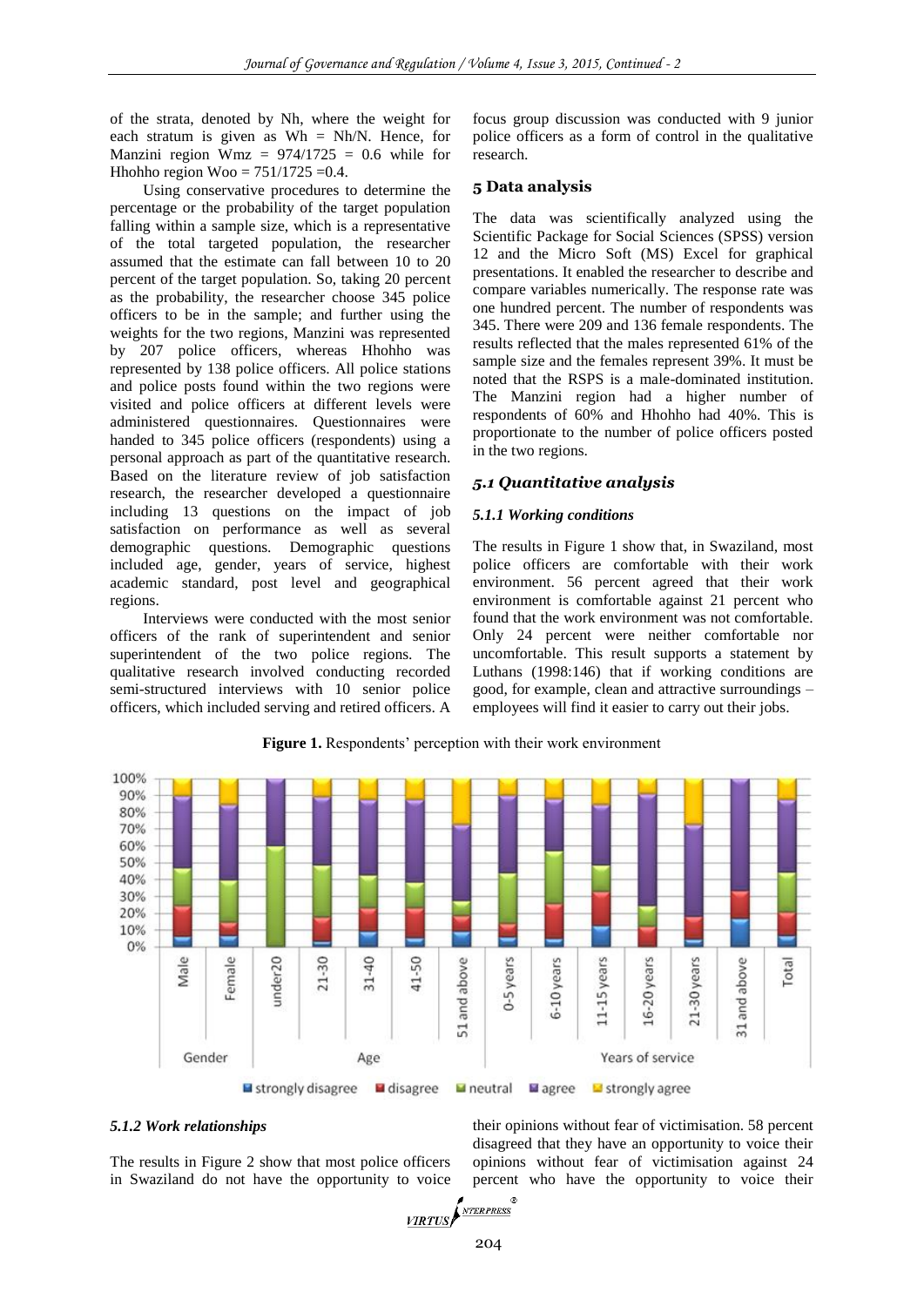of the strata, denoted by Nh, where the weight for each stratum is given as Wh = Nh/N. Hence, for Manzini region Wmz = 974/1725 = 0.6 while for Hhohho region Woo = 751/1725 =0.4.

Using conservative procedures to determine the percentage or the probability of the target population falling within a sample size, which is a representative of the total targeted population, the researcher assumed that the estimate can fall between 10 to 20 percent of the target population. So, taking 20 percent as the probability, the researcher choose 345 police officers to be in the sample; and further using the weights for the two regions, Manzini was represented by 207 police officers, whereas Hhohho was represented by 138 police officers. All police stations and police posts found within the two regions were visited and police officers at different levels were administered questionnaires. Questionnaires were handed to 345 police officers (respondents) using a personal approach as part of the quantitative research. Based on the literature review of job satisfaction research, the researcher developed a questionnaire including 13 questions on the impact of job satisfaction on performance as well as several demographic questions. Demographic questions included age, gender, years of service, highest academic standard, post level and geographical regions.

Interviews were conducted with the most senior officers of the rank of superintendent and senior superintendent of the two police regions. The qualitative research involved conducting recorded semi-structured interviews with 10 senior police officers, which included serving and retired officers. A focus group discussion was conducted with 9 junior police officers as a form of control in the qualitative research.

## 5 Data analysis

The data was scientifically analyzed using the Scientific Package for Social Sciences (SPSS) version 12 and the Micro Soft (MS) Excel for graphical presentations. It enabled the researcher to describe and compare variables numerically. The response rate was one hundred percent. The number of respondents was 345. There were 209 and 136 female respondents. The results reflected that the males represented 61% of the sample size and the females represent 39%. It must be noted that the RSPS is a male-dominated institution. The Manzini region had a higher number of respondents of 60% and Hhohho had 40%. This is proportionate to the number of police officers posted in the two regions.

### 5.1 Quantitative analysis

#### 5.1.1 Working conditions

The results in Figure 1 show that, in Swaziland, most police officers are comfortable with their work environment. 56 percent agreed that their work environment is comfortable against 21 percent who found that the work environment was not comfortable. Only 24 percent were neither comfortable nor uncomfortable. This result supports a statement by Luthans (1998:146) that if working conditions are good, for example, clean and attractive surroundings – employees will find it easier to carry out their jobs.

**Figure 1.** Respondents' perception with their work environment

#### 5.1.2 Work relationships

The results in Figure 2 show that most police officers in Swaziland do not have the opportunity to voice their opinions without fear of victimisation. 58 percent disagreed that they have an opportunity to voice their opinions without fear of victimisation against 24 percent who have the opportunity to voice their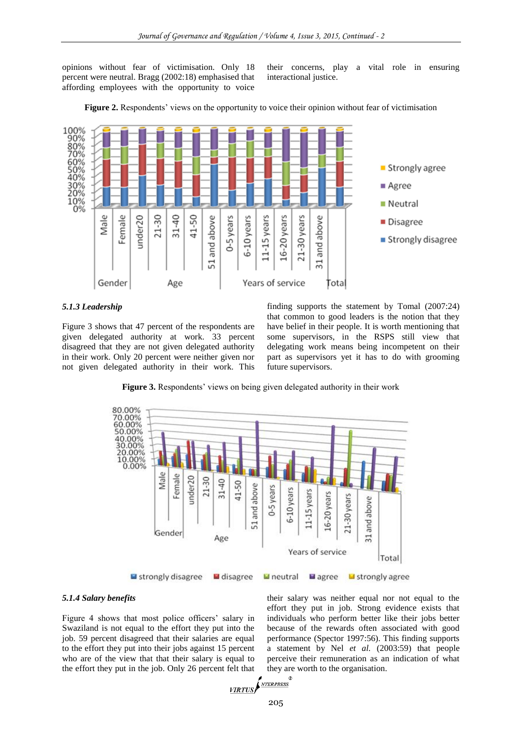opinions without fear of victimisation. Only 18 percent were neutral. Bragg (2002:18) emphasised that affording employees with the opportunity to voice their concerns, play a vital role in ensuring interactional justice.

**Figure 2.** Respondents' views on the opportunity to voice their opinion without fear of victimisation

### *5.1.3 Leadership*

Figure 3 shows that 47 percent of the respondents are given delegated authority at work. 33 percent disagreed that they are not given delegated authority in their work. Only 20 percent were neither given nor not given delegated authority in their work. This finding supports the statement by Tomal (2007:24) that common to good leaders is the notion that they have belief in their people. It is worth mentioning that some supervisors, in the RSPS still view that delegating work means being incompetent on their part as supervisors yet it has to do with grooming future supervisors.

**Figure 3.** Respondents' views on being given delegated authority in their work

### *5.1.4 Salary benefits*

Figure 4 shows that most police officers' salary in Swaziland is not equal to the effort they put into the job. 59 percent disagreed that their salaries are equal to the effort they put into their jobs against 15 percent who are of the view that that their salary is equal to the effort they put in the job. Only 26 percent felt that their salary was neither equal nor not equal to the effort they put in job. Strong evidence exists that individuals who perform better like their jobs better because of the rewards often associated with good performance (Spector 1997:56). This finding supports a statement by Nel *et al.* (2003:59) that people perceive their remuneration as an indication of what they are worth to the organisation.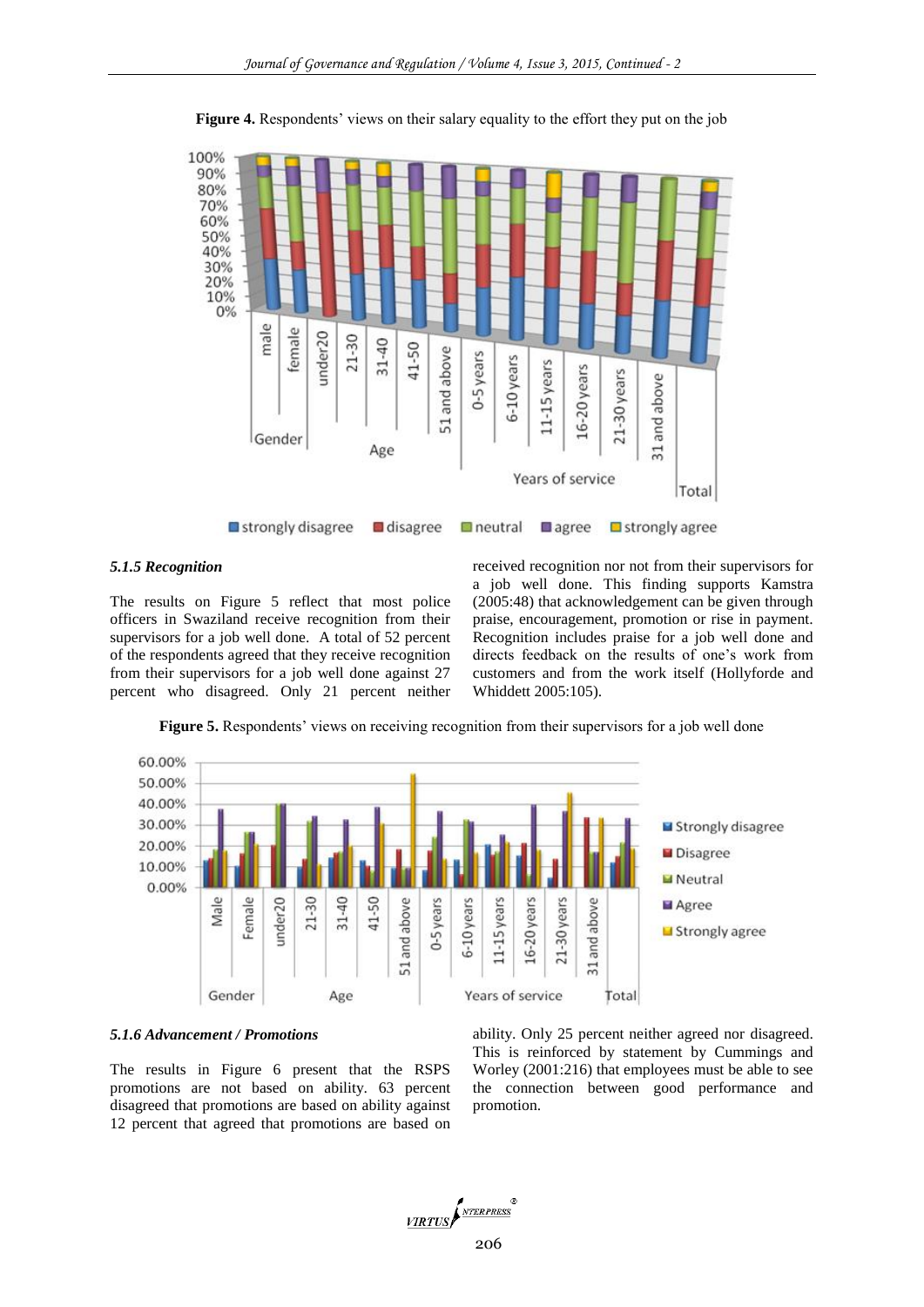**Figure 4.** Respondents' views on their salary equality to the effort they put on the job

#### *5.1.5 Recognition*

The results on Figure 5 reflect that most police officers in Swaziland receive recognition from their supervisors for a job well done. A total of 52 percent of the respondents agreed that they receive recognition from their supervisors for a job well done against 27 percent who disagreed. Only 21 percent neither received recognition nor not from their supervisors for a job well done. This finding supports Kamstra (2005:48) that acknowledgement can be given through praise, encouragement, promotion or rise in payment. Recognition includes praise for a job well done and directs feedback on the results of one's work from customers and from the work itself (Hollyforde and Whiddett 2005:105).

**Figure 5.** Respondents' views on receiving recognition from their supervisors for a job well done

#### *5.1.6 Advancement / Promotions*

The results in Figure 6 present that the RSPS promotions are not based on ability. 63 percent disagreed that promotions are based on ability against 12 percent that agreed that promotions are based on ability. Only 25 percent neither agreed nor disagreed. This is reinforced by statement by Cummings and Worley (2001:216) that employees must be able to see the connection between good performance and promotion.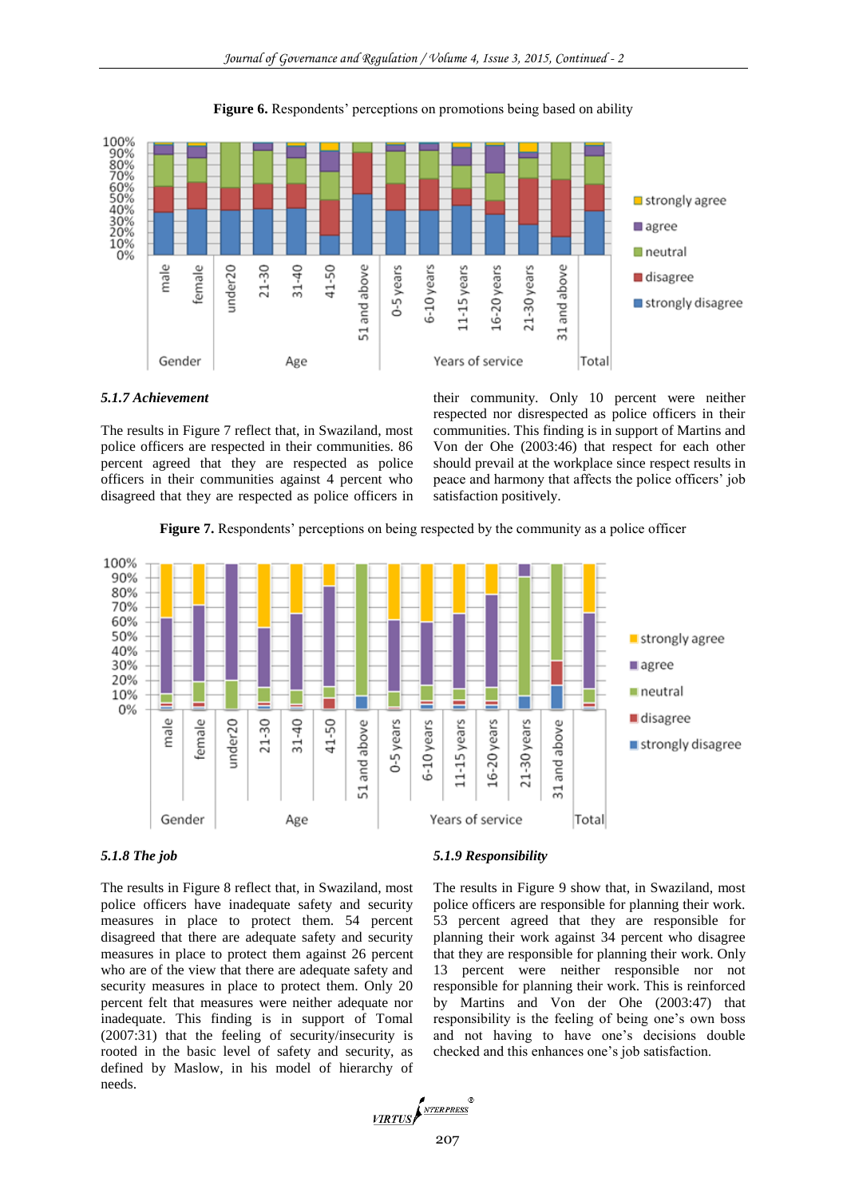**Figure 6.** Respondents' perceptions on promotions being based on ability

### 5.1.7 Achievement

The results in Figure 7 reflect that, in Swaziland, most police officers are respected in their communities. 86 percent agreed that they are respected as police officers in their communities against 4 percent who disagreed that they are respected as police officers in their community. Only 10 percent were neither respected nor disrespected as police officers in their communities. This finding is in support of Martins and Von der Ohe (2003:46) that respect for each other should prevail at the workplace since respect results in peace and harmony that affects the police officers' job satisfaction positively.

**Figure 7.** Respondents' perceptions on being respected by the community as a police officer

### 5.1.8 The job

The results in Figure 8 reflect that, in Swaziland, most police officers have inadequate safety and security measures in place to protect them. 54 percent disagreed that there are adequate safety and security measures in place to protect them against 26 percent who are of the view that there are adequate safety and security measures in place to protect them. Only 20 percent felt that measures were neither adequate nor inadequate. This finding is in support of Tomal (2007:31) that the feeling of security/insecurity is rooted in the basic level of safety and security, as defined by Maslow, in his model of hierarchy of needs.

### 5.1.9 Responsibility

The results in Figure 9 show that, in Swaziland, most police officers are responsible for planning their work. 53 percent agreed that they are responsible for planning their work against 34 percent who disagree that they are responsible for planning their work. Only 13 percent were neither responsible nor not responsible for planning their work. This is reinforced by Martins and Von der Ohe (2003:47) that responsibility is the feeling of being one's own boss and not having to have one's decisions double checked and this enhances one's job satisfaction.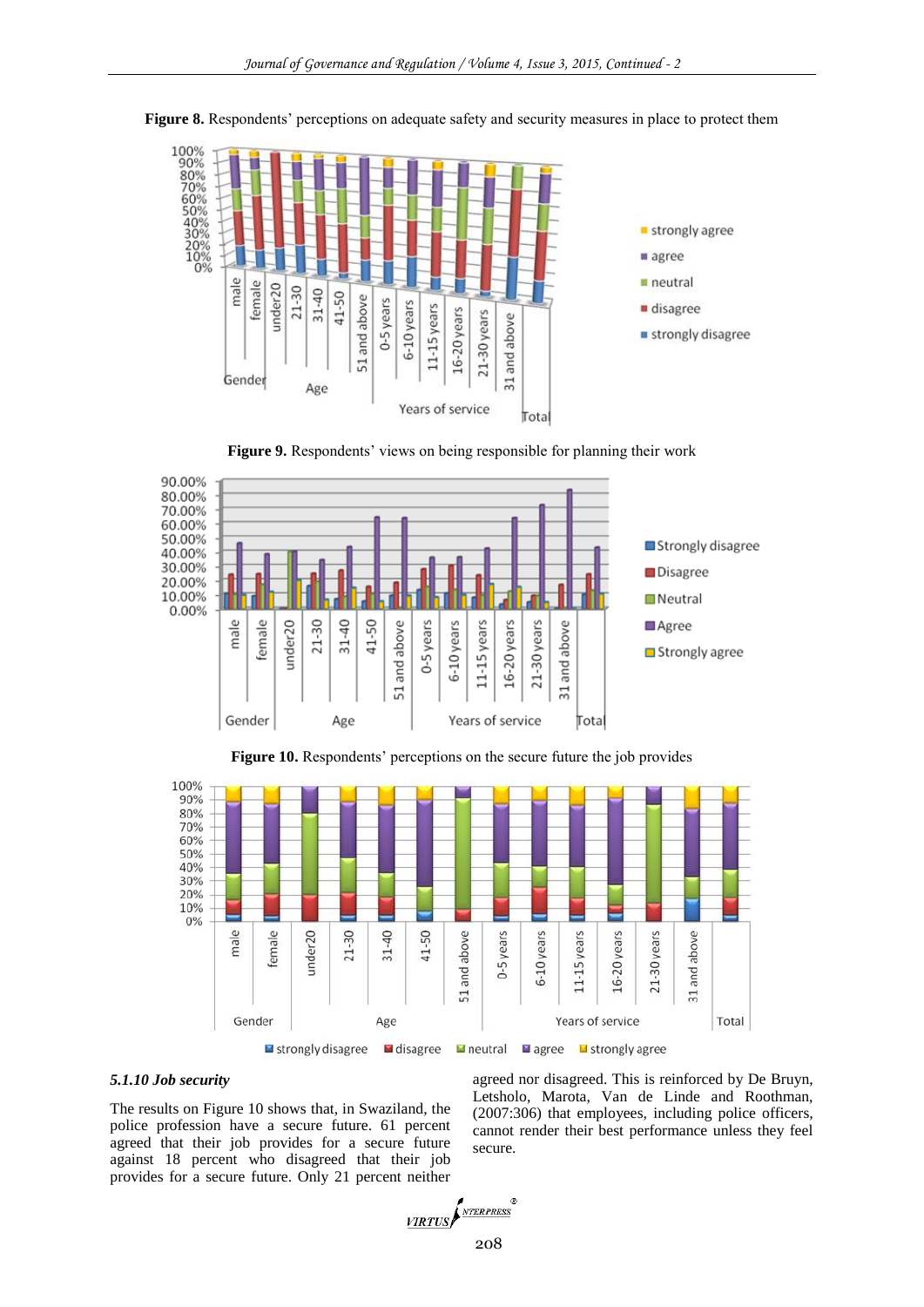**Figure 8.** Respondents' perceptions on adequate safety and security measures in place to protect them

**Figure 9.** Respondents' views on being responsible for planning their work

**Figure 10.** Respondents' perceptions on the secure future the job provides

### *5.1.10 Job security*

The results on Figure 10 shows that, in Swaziland, the police profession have a secure future. 61 percent agreed that their job provides for a secure future against 18 percent who disagreed that their job provides for a secure future. Only 21 percent neither agreed nor disagreed. This is reinforced by De Bruyn, Letsholo, Marota, Van de Linde and Roothman, (2007:306) that employees, including police officers, cannot render their best performance unless they feel secure.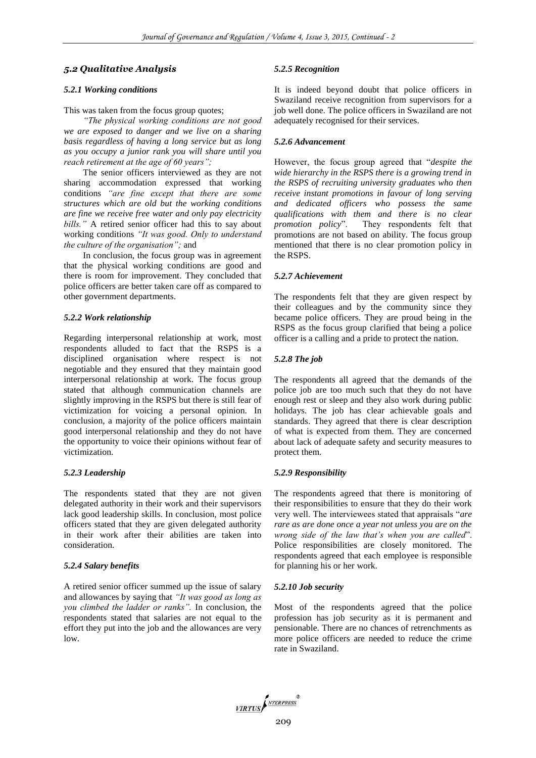## *5.2 Qualitative Analysis*

### *5.2.1 Working conditions*

This was taken from the focus group quotes;

*"The physical working conditions are not good we are exposed to danger and we live on a sharing basis regardless of having a long service but as long as you occupy a junior rank you will share until you reach retirement at the age of 60 years";*

The senior officers interviewed as they are not sharing accommodation expressed that working conditions *"are fine except that there are some structures which are old but the working conditions are fine we receive free water and only pay electricity bills."* A retired senior officer had this to say about working conditions *"It was good. Only to understand the culture of the organisation";* and

In conclusion, the focus group was in agreement that the physical working conditions are good and there is room for improvement. They concluded that police officers are better taken care off as compared to other government departments.

### *5.2.2 Work relationship*

Regarding interpersonal relationship at work, most respondents alluded to fact that the RSPS is a disciplined organisation where respect is not negotiable and they ensured that they maintain good interpersonal relationship at work. The focus group stated that although communication channels are slightly improving in the RSPS but there is still fear of victimization for voicing a personal opinion. In conclusion, a majority of the police officers maintain good interpersonal relationship and they do not have the opportunity to voice their opinions without fear of victimization.

### *5.2.3 Leadership*

The respondents stated that they are not given delegated authority in their work and their supervisors lack good leadership skills. In conclusion, most police officers stated that they are given delegated authority in their work after their abilities are taken into consideration.

### *5.2.4 Salary benefits*

A retired senior officer summed up the issue of salary and allowances by saying that *"It was good as long as you climbed the ladder or ranks".* In conclusion, the respondents stated that salaries are not equal to the effort they put into the job and the allowances are very low.

### *5.2.5 Recognition*

It is indeed beyond doubt that police officers in Swaziland receive recognition from supervisors for a job well done. The police officers in Swaziland are not adequately recognised for their services.

### *5.2.6 Advancement*

However, the focus group agreed that "*despite the wide hierarchy in the RSPS there is a growing trend in the RSPS of recruiting university graduates who then receive instant promotions in favour of long serving and dedicated officers who possess the same qualifications with them and there is no clear promotion policy*". They respondents felt that promotions are not based on ability. The focus group mentioned that there is no clear promotion policy in the RSPS.

### *5.2.7 Achievement*

The respondents felt that they are given respect by their colleagues and by the community since they became police officers. They are proud being in the RSPS as the focus group clarified that being a police officer is a calling and a pride to protect the nation.

### *5.2.8 The job*

The respondents all agreed that the demands of the police job are too much such that they do not have enough rest or sleep and they also work during public holidays. The job has clear achievable goals and standards. They agreed that there is clear description of what is expected from them. They are concerned about lack of adequate safety and security measures to protect them.

### *5.2.9 Responsibility*

The respondents agreed that there is monitoring of their responsibilities to ensure that they do their work very well. The interviewees stated that appraisals "*are rare as are done once a year not unless you are on the wrong side of the law that's when you are called*". Police responsibilities are closely monitored. The respondents agreed that each employee is responsible for planning his or her work.

### *5.2.10 Job security*

Most of the respondents agreed that the police profession has job security as it is permanent and pensionable. There are no chances of retrenchments as more police officers are needed to reduce the crime rate in Swaziland.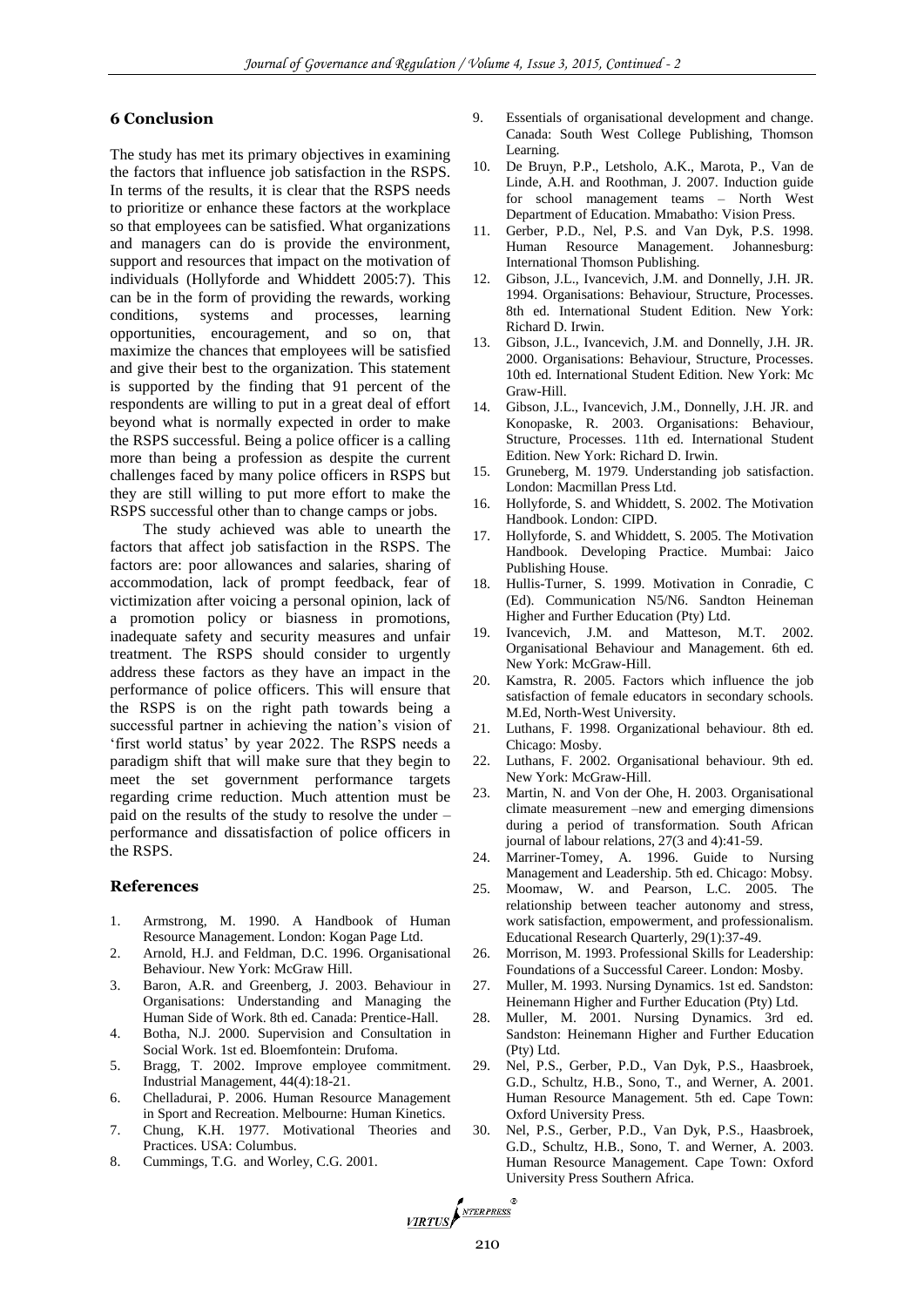## 6 Conclusion

The study has met its primary objectives in examining the factors that influence job satisfaction in the RSPS. In terms of the results, it is clear that the RSPS needs to prioritize or enhance these factors at the workplace so that employees can be satisfied. What organizations and managers can do is provide the environment, support and resources that impact on the motivation of individuals (Hollyforde and Whiddett 2005:7). This can be in the form of providing the rewards, working conditions, systems and processes, learning opportunities, encouragement, and so on, that maximize the chances that employees will be satisfied and give their best to the organization. This statement is supported by the finding that 91 percent of the respondents are willing to put in a great deal of effort beyond what is normally expected in order to make the RSPS successful. Being a police officer is a calling more than being a profession as despite the current challenges faced by many police officers in RSPS but they are still willing to put more effort to make the RSPS successful other than to change camps or jobs.

The study achieved was able to unearth the factors that affect job satisfaction in the RSPS. The factors are: poor allowances and salaries, sharing of accommodation, lack of prompt feedback, fear of victimization after voicing a personal opinion, lack of a promotion policy or biasness in promotions, inadequate safety and security measures and unfair treatment. The RSPS should consider to urgently address these factors as they have an impact in the performance of police officers. This will ensure that the RSPS is on the right path towards being a successful partner in achieving the nation's vision of 'first world status' by year 2022. The RSPS needs a paradigm shift that will make sure that they begin to meet the set government performance targets regarding crime reduction. Much attention must be paid on the results of the study to resolve the under – performance and dissatisfaction of police officers in the RSPS.

## References

1. Armstrong, M. 1990. A Handbook of Human Resource Management. London: Kogan Page Ltd.
2. Arnold, H.J. and Feldman, D.C. 1996. Organisational Behaviour. New York: McGraw Hill.
3. Baron, A.R. and Greenberg, J. 2003. Behaviour in Organisations: Understanding and Managing the Human Side of Work. 8th ed. Canada: Prentice-Hall.
4. Botha, N.J. 2000. Supervision and Consultation in Social Work. 1st ed. Bloemfontein: Drufoma.
5. Bragg, T. 2002. Improve employee commitment. Industrial Management, 44(4):18-21.
6. Chelladurai, P. 2006. Human Resource Management in Sport and Recreation. Melbourne: Human Kinetics.
7. Chung, K.H. 1977. Motivational Theories and Practices. USA: Columbus.
8. Cummings, T.G. and Worley, C.G. 2001.
9. Essentials of organisational development and change. Canada: South West College Publishing, Thomson Learning.
10. De Bruyn, P.P., Letsholo, A.K., Marota, P., Van de Linde, A.H. and Roothman, J. 2007. Induction guide for school management teams – North West Department of Education. Mmabatho: Vision Press.
11. Gerber, P.D., Nel, P.S. and Van Dyk, P.S. 1998. Human Resource Management. Johannesburg: International Thomson Publishing.
12. Gibson, J.L., Ivancevich, J.M. and Donnelly, J.H. JR. 1994. Organisations: Behaviour, Structure, Processes. 8th ed. International Student Edition. New York: Richard D. Irwin.
13. Gibson, J.L., Ivancevich, J.M. and Donnelly, J.H. JR. 2000. Organisations: Behaviour, Structure, Processes. 10th ed. International Student Edition. New York: Mc Graw-Hill.
14. Gibson, J.L., Ivancevich, J.M., Donnelly, J.H. JR. and Konopaske, R. 2003. Organisations: Behaviour, Structure, Processes. 11th ed. International Student Edition. New York: Richard D. Irwin.
15. Gruneberg, M. 1979. Understanding job satisfaction. London: Macmillan Press Ltd.
16. Hollyforde, S. and Whiddett, S. 2002. The Motivation Handbook. London: CIPD.
17. Hollyforde, S. and Whiddett, S. 2005. The Motivation Handbook. Developing Practice. Mumbai: Jaico Publishing House.
18. Hullis-Turner, S. 1999. Motivation in Conradie, C (Ed). Communication N5/N6. Sandton Heineman Higher and Further Education (Pty) Ltd.
19. Ivancevich, J.M. and Matteson, M.T. 2002. Organisational Behaviour and Management. 6th ed. New York: McGraw-Hill.
20. Kamstra, R. 2005. Factors which influence the job satisfaction of female educators in secondary schools. M.Ed, North-West University.
21. Luthans, F. 1998. Organizational behaviour. 8th ed. Chicago: Mosby.
22. Luthans, F. 2002. Organisational behaviour. 9th ed. New York: McGraw-Hill.
23. Martin, N. and Von der Ohe, H. 2003. Organisational climate measurement –new and emerging dimensions during a period of transformation. South African journal of labour relations, 27(3 and 4):41-59.
24. Marriner-Tomey, A. 1996. Guide to Nursing Management and Leadership. 5th ed. Chicago: Mobsy.
25. Moomaw, W. and Pearson, L.C. 2005. The relationship between teacher autonomy and stress, work satisfaction, empowerment, and professionalism. Educational Research Quarterly, 29(1):37-49.
26. Morrison, M. 1993. Professional Skills for Leadership: Foundations of a Successful Career. London: Mosby.
27. Muller, M. 1993. Nursing Dynamics. 1st ed. Sandston: Heinemann Higher and Further Education (Pty) Ltd.
28. Muller, M. 2001. Nursing Dynamics. 3rd ed. Sandston: Heinemann Higher and Further Education (Pty) Ltd.
29. Nel, P.S., Gerber, P.D., Van Dyk, P.S., Haasbroek, G.D., Schultz, H.B., Sono, T., and Werner, A. 2001. Human Resource Management. 5th ed. Cape Town: Oxford University Press.
30. Nel, P.S., Gerber, P.D., Van Dyk, P.S., Haasbroek, G.D., Schultz, H.B., Sono, T. and Werner, A. 2003. Human Resource Management. Cape Town: Oxford University Press Southern Africa.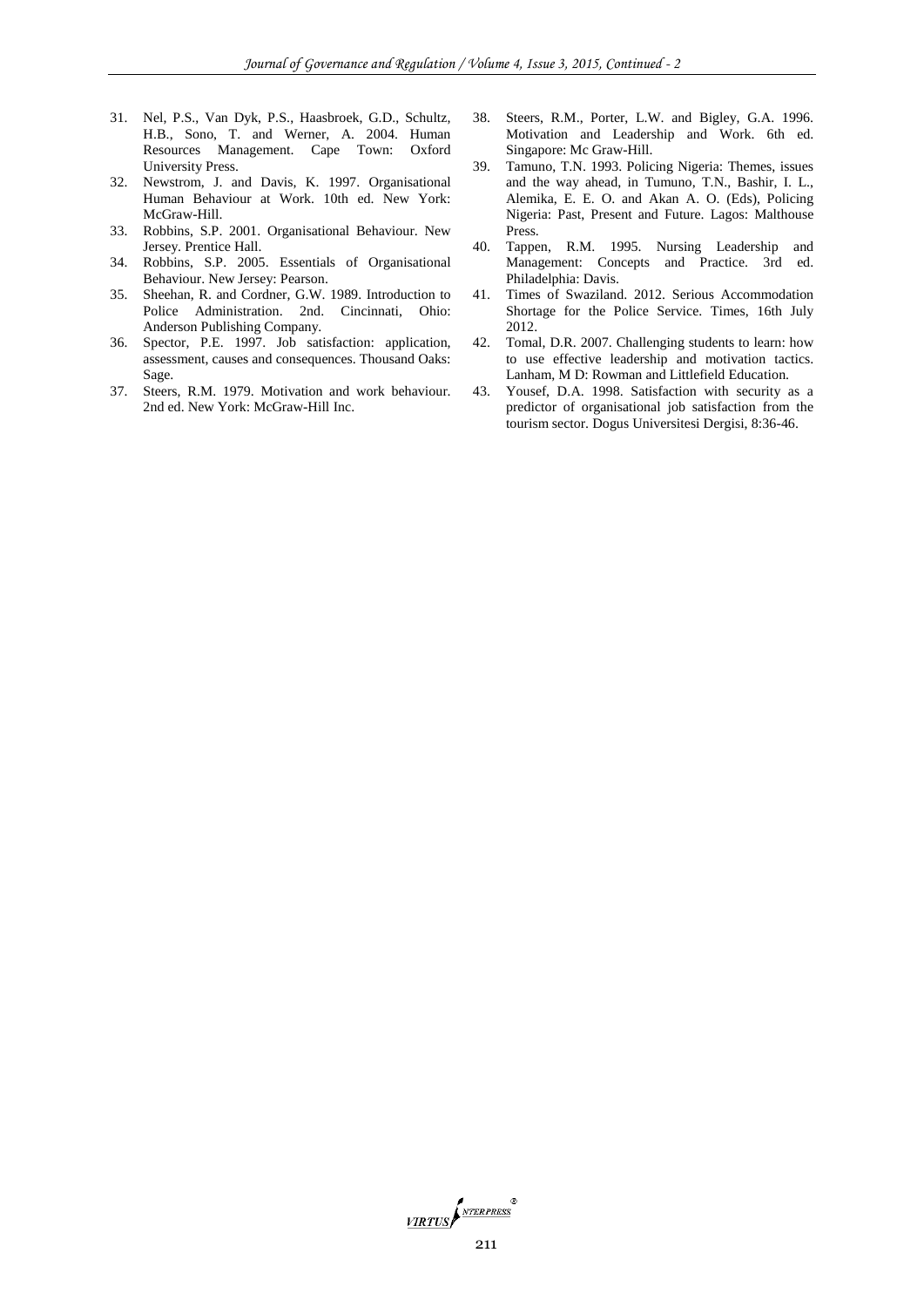31. Nel, P.S., Van Dyk, P.S., Haasbroek, G.D., Schultz, H.B., Sono, T. and Werner, A. 2004. Human Resources Management. Cape Town: Oxford University Press.
32. Newstrom, J. and Davis, K. 1997. Organisational Human Behaviour at Work. 10th ed. New York: McGraw-Hill.
33. Robbins, S.P. 2001. Organisational Behaviour. New Jersey. Prentice Hall.
34. Robbins, S.P. 2005. Essentials of Organisational Behaviour. New Jersey: Pearson.
35. Sheehan, R. and Cordner, G.W. 1989. Introduction to Police Administration. 2nd. Cincinnati, Ohio: Anderson Publishing Company.
36. Spector, P.E. 1997. Job satisfaction: application, assessment, causes and consequences. Thousand Oaks: Sage.
37. Steers, R.M. 1979. Motivation and work behaviour. 2nd ed. New York: McGraw-Hill Inc.
38. Steers, R.M., Porter, L.W. and Bigley, G.A. 1996. Motivation and Leadership and Work. 6th ed. Singapore: Mc Graw-Hill.
39. Tamuno, T.N. 1993. Policing Nigeria: Themes, issues and the way ahead, in Tumuno, T.N., Bashir, I. L., Alemika, E. E. O. and Akan A. O. (Eds), Policing Nigeria: Past, Present and Future. Lagos: Malthouse Press.
40. Tappen, R.M. 1995. Nursing Leadership and Management: Concepts and Practice. 3rd ed. Philadelphia: Davis.
41. Times of Swaziland. 2012. Serious Accommodation Shortage for the Police Service. Times, 16th July 2012.
42. Tomal, D.R. 2007. Challenging students to learn: how to use effective leadership and motivation tactics. Lanham, M D: Rowman and Littlefield Education.
43. Yousef, D.A. 1998. Satisfaction with security as a predictor of organisational job satisfaction from the tourism sector. Dogus Universitesi Dergisi, 8:36-46.